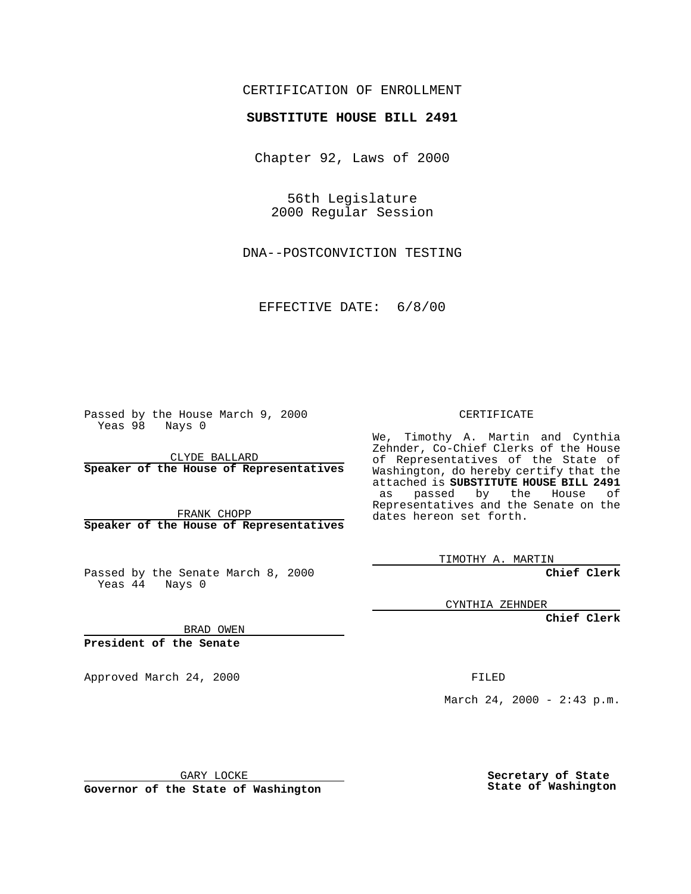CERTIFICATION OF ENROLLMENT

**SUBSTITUTE HOUSE BILL 2491**

Chapter 92, Laws of 2000

56th Legislature
2000 Regular Session

DNA--POSTCONVICTION TESTING

EFFECTIVE DATE: 6/8/00

Passed by the House March 9, 2000
Yeas 98 Nays 0

CLYDE BALLARD
**Speaker of the House of Representatives**

FRANK CHOPP
**Speaker of the House of Representatives**

Passed by the Senate March 8, 2000
Yeas 44 Nays 0

BRAD OWEN
**President of the Senate**

Approved March 24, 2000

GARY LOCKE
**Governor of the State of Washington**

CERTIFICATE

We, Timothy A. Martin and Cynthia Zehnder, Co-Chief Clerks of the House of Representatives of the State of Washington, do hereby certify that the attached is **SUBSTITUTE HOUSE BILL 2491** as passed by the House of Representatives and the Senate on the dates hereon set forth.

TIMOTHY A. MARTIN
**Chief Clerk**

CYNTHIA ZEHNDER
**Chief Clerk**

FILED

March 24, 2000 - 2:43 p.m.

**Secretary of State**
**State of Washington**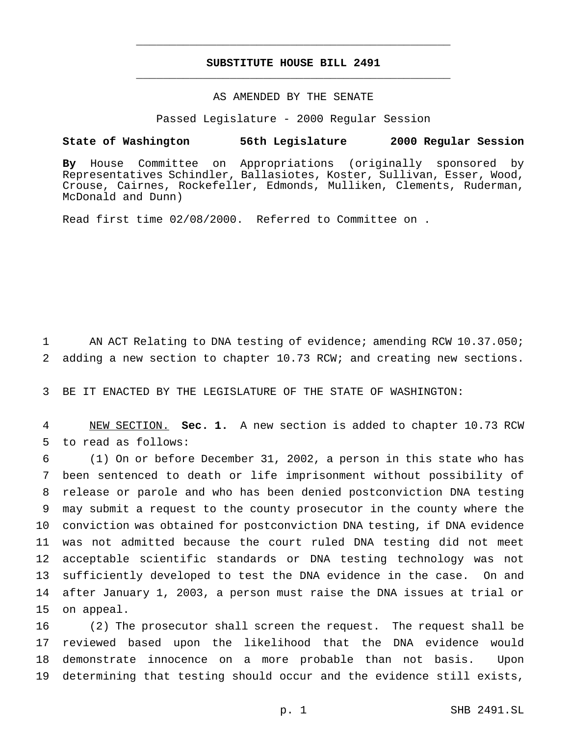# SUBSTITUTE HOUSE BILL 2491

AS AMENDED BY THE SENATE

Passed Legislature - 2000 Regular Session

**State of Washington 56th Legislature 2000 Regular Session**

**By** House Committee on Appropriations (originally sponsored by Representatives Schindler, Ballasiotes, Koster, Sullivan, Esser, Wood, Crouse, Cairnes, Rockefeller, Edmonds, Mulliken, Clements, Ruderman, McDonald and Dunn)

Read first time 02/08/2000. Referred to Committee on .

AN ACT Relating to DNA testing of evidence; amending RCW 10.37.050; adding a new section to chapter 10.73 RCW; and creating new sections.

BE IT ENACTED BY THE LEGISLATURE OF THE STATE OF WASHINGTON:

NEW SECTION. **Sec. 1.** A new section is added to chapter 10.73 RCW to read as follows:

(1) On or before December 31, 2002, a person in this state who has been sentenced to death or life imprisonment without possibility of release or parole and who has been denied postconviction DNA testing may submit a request to the county prosecutor in the county where the conviction was obtained for postconviction DNA testing, if DNA evidence was not admitted because the court ruled DNA testing did not meet acceptable scientific standards or DNA testing technology was not sufficiently developed to test the DNA evidence in the case. On and after January 1, 2003, a person must raise the DNA issues at trial or on appeal.

(2) The prosecutor shall screen the request. The request shall be reviewed based upon the likelihood that the DNA evidence would demonstrate innocence on a more probable than not basis. Upon determining that testing should occur and the evidence still exists,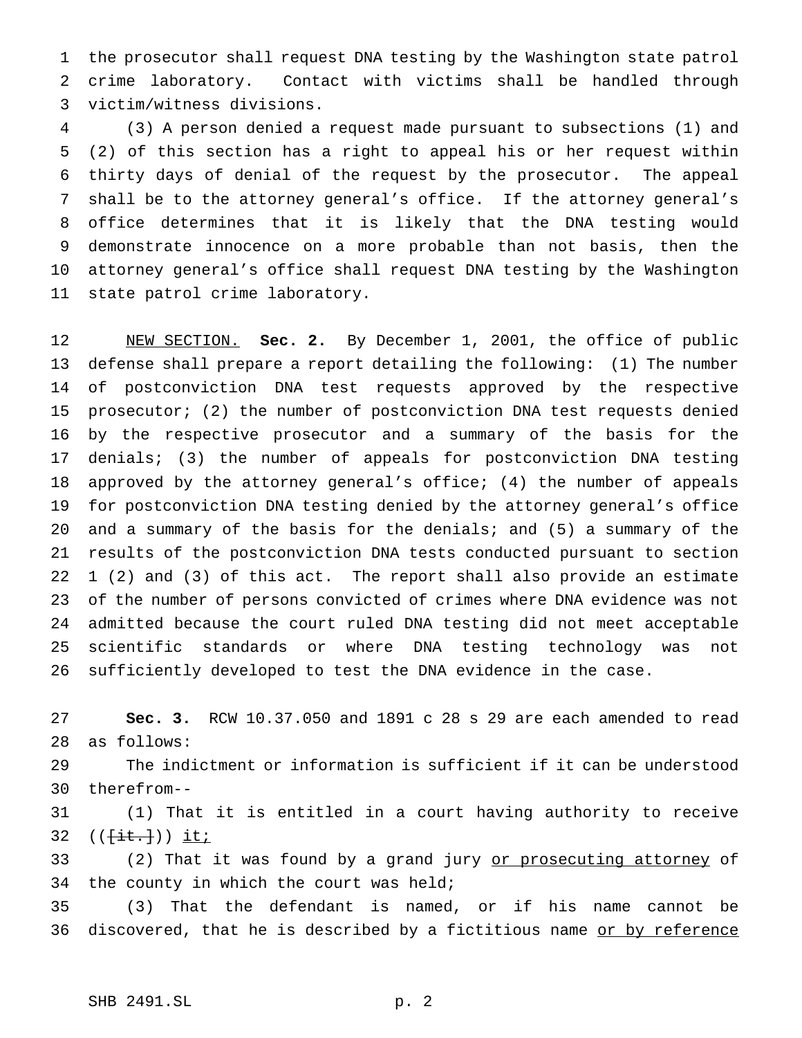the prosecutor shall request DNA testing by the Washington state patrol crime laboratory. Contact with victims shall be handled through victim/witness divisions.

(3) A person denied a request made pursuant to subsections (1) and (2) of this section has a right to appeal his or her request within thirty days of denial of the request by the prosecutor. The appeal shall be to the attorney general's office. If the attorney general's office determines that it is likely that the DNA testing would demonstrate innocence on a more probable than not basis, then the attorney general's office shall request DNA testing by the Washington state patrol crime laboratory.

NEW SECTION. **Sec. 2.** By December 1, 2001, the office of public defense shall prepare a report detailing the following: (1) The number of postconviction DNA test requests approved by the respective prosecutor; (2) the number of postconviction DNA test requests denied by the respective prosecutor and a summary of the basis for the denials; (3) the number of appeals for postconviction DNA testing approved by the attorney general's office; (4) the number of appeals for postconviction DNA testing denied by the attorney general's office and a summary of the basis for the denials; and (5) a summary of the results of the postconviction DNA tests conducted pursuant to section 1 (2) and (3) of this act. The report shall also provide an estimate of the number of persons convicted of crimes where DNA evidence was not admitted because the court ruled DNA testing did not meet acceptable scientific standards or where DNA testing technology was not sufficiently developed to test the DNA evidence in the case.

**Sec. 3.** RCW 10.37.050 and 1891 c 28 s 29 are each amended to read as follows:

The indictment or information is sufficient if it can be understood therefrom--

(1) That it is entitled in a court having authority to receive (([it.])) it;

(2) That it was found by a grand jury or prosecuting attorney of the county in which the court was held;

(3) That the defendant is named, or if his name cannot be discovered, that he is described by a fictitious name or by reference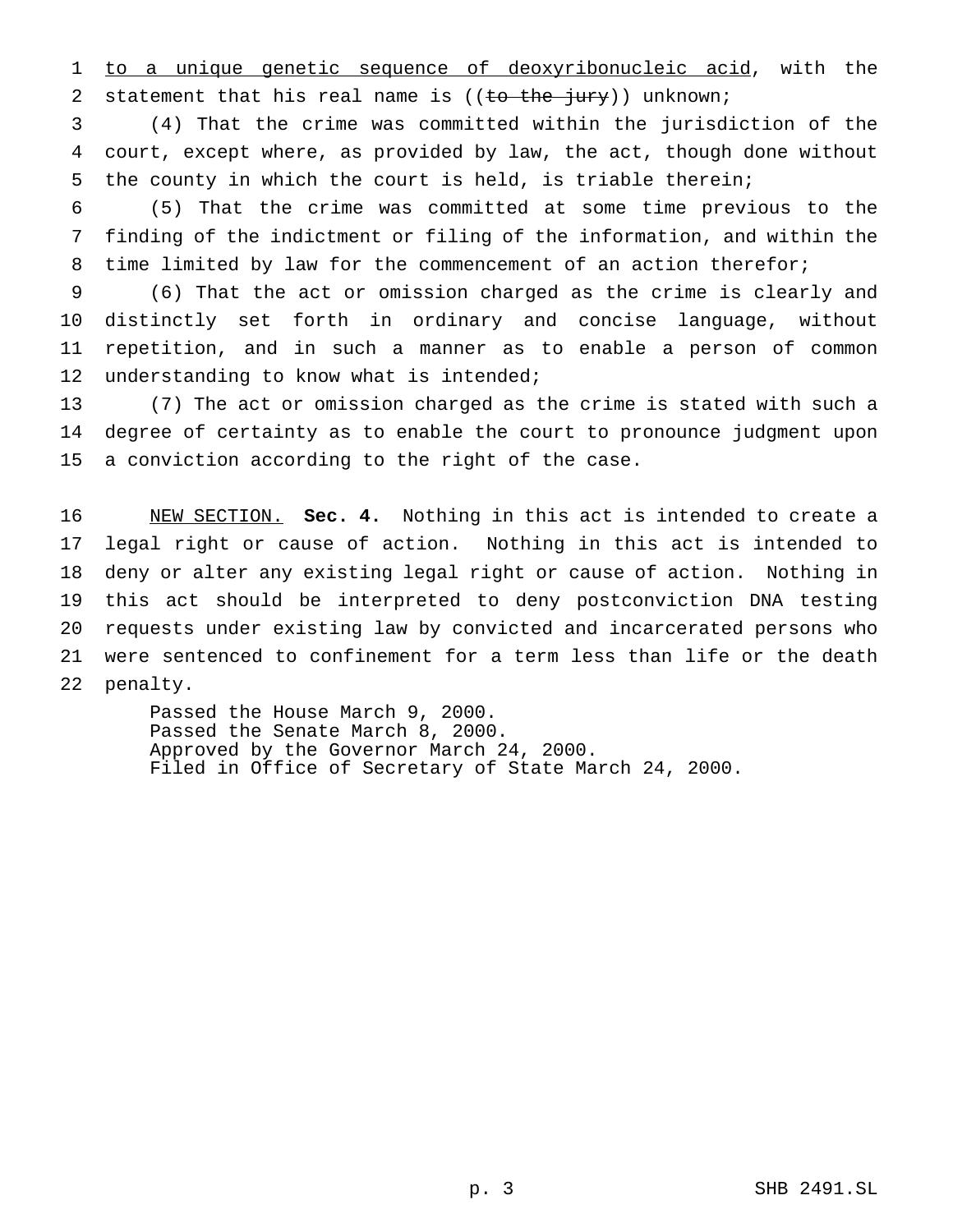to a unique genetic sequence of deoxyribonucleic acid, with the statement that his real name is ((~~to the jury~~)) unknown;

(4) That the crime was committed within the jurisdiction of the court, except where, as provided by law, the act, though done without the county in which the court is held, is triable therein;

(5) That the crime was committed at some time previous to the finding of the indictment or filing of the information, and within the time limited by law for the commencement of an action therefor;

(6) That the act or omission charged as the crime is clearly and distinctly set forth in ordinary and concise language, without repetition, and in such a manner as to enable a person of common understanding to know what is intended;

(7) The act or omission charged as the crime is stated with such a degree of certainty as to enable the court to pronounce judgment upon a conviction according to the right of the case.

NEW SECTION. **Sec. 4.** Nothing in this act is intended to create a legal right or cause of action. Nothing in this act is intended to deny or alter any existing legal right or cause of action. Nothing in this act should be interpreted to deny postconviction DNA testing requests under existing law by convicted and incarcerated persons who were sentenced to confinement for a term less than life or the death penalty.

Passed the House March 9, 2000.
Passed the Senate March 8, 2000.
Approved by the Governor March 24, 2000.
Filed in Office of Secretary of State March 24, 2000.